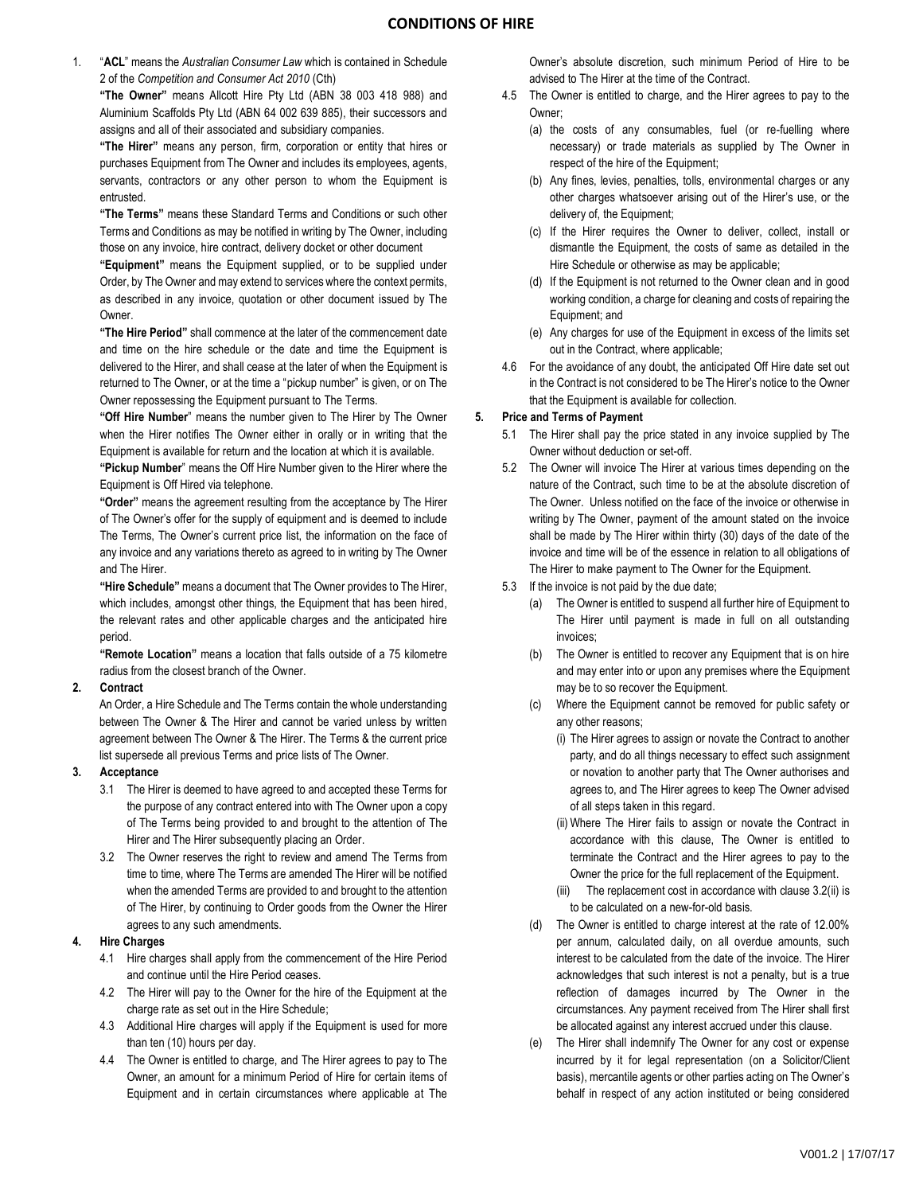# CONDITIONS OF HIRE

1. "**ACL**" means the *Australian Consumer Law* which is contained in Schedule 2 of the *Competition and Consumer Act 2010* (Cth)

   **"The Owner"** means Allcott Hire Pty Ltd (ABN 38 003 418 988) and Aluminium Scaffolds Pty Ltd (ABN 64 002 639 885), their successors and assigns and all of their associated and subsidiary companies.

   **"The Hirer"** means any person, firm, corporation or entity that hires or purchases Equipment from The Owner and includes its employees, agents, servants, contractors or any other person to whom the Equipment is entrusted.

   **"The Terms"** means these Standard Terms and Conditions or such other Terms and Conditions as may be notified in writing by The Owner, including those on any invoice, hire contract, delivery docket or other document

   **"Equipment"** means the Equipment supplied, or to be supplied under Order, by The Owner and may extend to services where the context permits, as described in any invoice, quotation or other document issued by The Owner.

   **"The Hire Period"** shall commence at the later of the commencement date and time on the hire schedule or the date and time the Equipment is delivered to the Hirer, and shall cease at the later of when the Equipment is returned to The Owner, or at the time a "pickup number" is given, or on The Owner repossessing the Equipment pursuant to The Terms.

   **"Off Hire Number**" means the number given to The Hirer by The Owner when the Hirer notifies The Owner either in orally or in writing that the Equipment is available for return and the location at which it is available.

   **"Pickup Number**" means the Off Hire Number given to the Hirer where the Equipment is Off Hired via telephone.

   **"Order"** means the agreement resulting from the acceptance by The Hirer of The Owner's offer for the supply of equipment and is deemed to include The Terms, The Owner's current price list, the information on the face of any invoice and any variations thereto as agreed to in writing by The Owner and The Hirer.

   **"Hire Schedule"** means a document that The Owner provides to The Hirer, which includes, amongst other things, the Equipment that has been hired, the relevant rates and other applicable charges and the anticipated hire period.

   **"Remote Location"** means a location that falls outside of a 75 kilometre radius from the closest branch of the Owner.

**2. Contract**

An Order, a Hire Schedule and The Terms contain the whole understanding between The Owner & The Hirer and cannot be varied unless by written agreement between The Owner & The Hirer. The Terms & the current price list supersede all previous Terms and price lists of The Owner.

**3. Acceptance**

3.1 The Hirer is deemed to have agreed to and accepted these Terms for the purpose of any contract entered into with The Owner upon a copy of The Terms being provided to and brought to the attention of The Hirer and The Hirer subsequently placing an Order.

3.2 The Owner reserves the right to review and amend The Terms from time to time, where The Terms are amended The Hirer will be notified when the amended Terms are provided to and brought to the attention of The Hirer, by continuing to Order goods from the Owner the Hirer agrees to any such amendments.

**4. Hire Charges**

4.1 Hire charges shall apply from the commencement of the Hire Period and continue until the Hire Period ceases.

4.2 The Hirer will pay to the Owner for the hire of the Equipment at the charge rate as set out in the Hire Schedule;

4.3 Additional Hire charges will apply if the Equipment is used for more than ten (10) hours per day.

4.4 The Owner is entitled to charge, and The Hirer agrees to pay to The Owner, an amount for a minimum Period of Hire for certain items of Equipment and in certain circumstances where applicable at The Owner's absolute discretion, such minimum Period of Hire to be advised to The Hirer at the time of the Contract.

4.5 The Owner is entitled to charge, and the Hirer agrees to pay to the Owner;

(a) the costs of any consumables, fuel (or re-fuelling where necessary) or trade materials as supplied by The Owner in respect of the hire of the Equipment;

(b) Any fines, levies, penalties, tolls, environmental charges or any other charges whatsoever arising out of the Hirer's use, or the delivery of, the Equipment;

(c) If the Hirer requires the Owner to deliver, collect, install or dismantle the Equipment, the costs of same as detailed in the Hire Schedule or otherwise as may be applicable;

(d) If the Equipment is not returned to the Owner clean and in good working condition, a charge for cleaning and costs of repairing the Equipment; and

(e) Any charges for use of the Equipment in excess of the limits set out in the Contract, where applicable;

4.6 For the avoidance of any doubt, the anticipated Off Hire date set out in the Contract is not considered to be The Hirer's notice to the Owner that the Equipment is available for collection.

**5. Price and Terms of Payment**

5.1 The Hirer shall pay the price stated in any invoice supplied by The Owner without deduction or set-off.

5.2 The Owner will invoice The Hirer at various times depending on the nature of the Contract, such time to be at the absolute discretion of The Owner. Unless notified on the face of the invoice or otherwise in writing by The Owner, payment of the amount stated on the invoice shall be made by The Hirer within thirty (30) days of the date of the invoice and time will be of the essence in relation to all obligations of The Hirer to make payment to The Owner for the Equipment.

5.3 If the invoice is not paid by the due date;

(a) The Owner is entitled to suspend all further hire of Equipment to The Hirer until payment is made in full on all outstanding invoices;

(b) The Owner is entitled to recover any Equipment that is on hire and may enter into or upon any premises where the Equipment may be to so recover the Equipment.

(c) Where the Equipment cannot be removed for public safety or any other reasons;

(i) The Hirer agrees to assign or novate the Contract to another party, and do all things necessary to effect such assignment or novation to another party that The Owner authorises and agrees to, and The Hirer agrees to keep The Owner advised of all steps taken in this regard.

(ii) Where The Hirer fails to assign or novate the Contract in accordance with this clause, The Owner is entitled to terminate the Contract and the Hirer agrees to pay to the Owner the price for the full replacement of the Equipment.

(iii) The replacement cost in accordance with clause 3.2(ii) is to be calculated on a new-for-old basis.

(d) The Owner is entitled to charge interest at the rate of 12.00% per annum, calculated daily, on all overdue amounts, such interest to be calculated from the date of the invoice. The Hirer acknowledges that such interest is not a penalty, but is a true reflection of damages incurred by The Owner in the circumstances. Any payment received from The Hirer shall first be allocated against any interest accrued under this clause.

(e) The Hirer shall indemnify The Owner for any cost or expense incurred by it for legal representation (on a Solicitor/Client basis), mercantile agents or other parties acting on The Owner's behalf in respect of any action instituted or being considered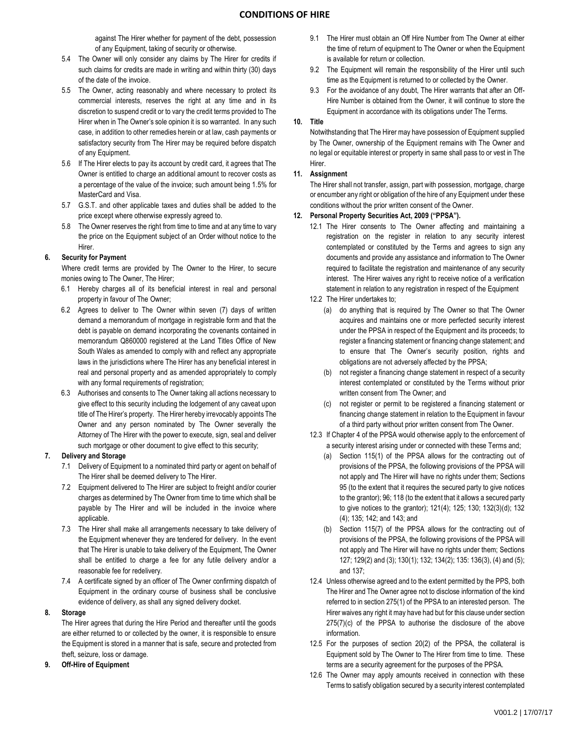against The Hirer whether for payment of the debt, possession of any Equipment, taking of security or otherwise.

5.4 The Owner will only consider any claims by The Hirer for credits if such claims for credits are made in writing and within thirty (30) days of the date of the invoice.

5.5 The Owner, acting reasonably and where necessary to protect its commercial interests, reserves the right at any time and in its discretion to suspend credit or to vary the credit terms provided to The Hirer when in The Owner's sole opinion it is so warranted. In any such case, in addition to other remedies herein or at law, cash payments or satisfactory security from The Hirer may be required before dispatch of any Equipment.

5.6 If The Hirer elects to pay its account by credit card, it agrees that The Owner is entitled to charge an additional amount to recover costs as a percentage of the value of the invoice; such amount being 1.5% for MasterCard and Visa.

5.7 G.S.T. and other applicable taxes and duties shall be added to the price except where otherwise expressly agreed to.

5.8 The Owner reserves the right from time to time and at any time to vary the price on the Equipment subject of an Order without notice to the Hirer.

**6. Security for Payment**

Where credit terms are provided by The Owner to the Hirer, to secure monies owing to The Owner, The Hirer;

6.1 Hereby charges all of its beneficial interest in real and personal property in favour of The Owner;

6.2 Agrees to deliver to The Owner within seven (7) days of written demand a memorandum of mortgage in registrable form and that the debt is payable on demand incorporating the covenants contained in memorandum Q860000 registered at the Land Titles Office of New South Wales as amended to comply with and reflect any appropriate laws in the jurisdictions where The Hirer has any beneficial interest in real and personal property and as amended appropriately to comply with any formal requirements of registration;

6.3 Authorises and consents to The Owner taking all actions necessary to give effect to this security including the lodgement of any caveat upon title of The Hirer's property. The Hirer hereby irrevocably appoints The Owner and any person nominated by The Owner severally the Attorney of The Hirer with the power to execute, sign, seal and deliver such mortgage or other document to give effect to this security;

**7. Delivery and Storage**

7.1 Delivery of Equipment to a nominated third party or agent on behalf of The Hirer shall be deemed delivery to The Hirer.

7.2 Equipment delivered to The Hirer are subject to freight and/or courier charges as determined by The Owner from time to time which shall be payable by The Hirer and will be included in the invoice where applicable.

7.3 The Hirer shall make all arrangements necessary to take delivery of the Equipment whenever they are tendered for delivery. In the event that The Hirer is unable to take delivery of the Equipment, The Owner shall be entitled to charge a fee for any futile delivery and/or a reasonable fee for redelivery.

7.4 A certificate signed by an officer of The Owner confirming dispatch of Equipment in the ordinary course of business shall be conclusive evidence of delivery, as shall any signed delivery docket.

**8. Storage**

The Hirer agrees that during the Hire Period and thereafter until the goods are either returned to or collected by the owner, it is responsible to ensure the Equipment is stored in a manner that is safe, secure and protected from theft, seizure, loss or damage.

**9. Off-Hire of Equipment**

9.1 The Hirer must obtain an Off Hire Number from The Owner at either the time of return of equipment to The Owner or when the Equipment is available for return or collection.

9.2 The Equipment will remain the responsibility of the Hirer until such time as the Equipment is returned to or collected by the Owner.

9.3 For the avoidance of any doubt, The Hirer warrants that after an Off-Hire Number is obtained from the Owner, it will continue to store the Equipment in accordance with its obligations under The Terms.

**10. Title**

Notwithstanding that The Hirer may have possession of Equipment supplied by The Owner, ownership of the Equipment remains with The Owner and no legal or equitable interest or property in same shall pass to or vest in The Hirer.

**11. Assignment**

The Hirer shall not transfer, assign, part with possession, mortgage, charge or encumber any right or obligation of the hire of any Equipment under these conditions without the prior written consent of the Owner.

**12. Personal Property Securities Act, 2009 ("PPSA").**

12.1 The Hirer consents to The Owner affecting and maintaining a registration on the register in relation to any security interest contemplated or constituted by the Terms and agrees to sign any documents and provide any assistance and information to The Owner required to facilitate the registration and maintenance of any security interest. The Hirer waives any right to receive notice of a verification statement in relation to any registration in respect of the Equipment

12.2 The Hirer undertakes to;

(a) do anything that is required by The Owner so that The Owner acquires and maintains one or more perfected security interest under the PPSA in respect of the Equipment and its proceeds; to register a financing statement or financing change statement; and to ensure that The Owner's security position, rights and obligations are not adversely affected by the PPSA;

(b) not register a financing change statement in respect of a security interest contemplated or constituted by the Terms without prior written consent from The Owner; and

(c) not register or permit to be registered a financing statement or financing change statement in relation to the Equipment in favour of a third party without prior written consent from The Owner.

12.3 If Chapter 4 of the PPSA would otherwise apply to the enforcement of a security interest arising under or connected with these Terms and;

(a) Section 115(1) of the PPSA allows for the contracting out of provisions of the PPSA, the following provisions of the PPSA will not apply and The Hirer will have no rights under them; Sections 95 (to the extent that it requires the secured party to give notices to the grantor); 96; 118 (to the extent that it allows a secured party to give notices to the grantor); 121(4); 125; 130; 132(3)(d); 132 (4); 135; 142; and 143; and

(b) Section 115(7) of the PPSA allows for the contracting out of provisions of the PPSA, the following provisions of the PPSA will not apply and The Hirer will have no rights under them; Sections 127; 129(2) and (3); 130(1); 132; 134(2); 135: 136(3), (4) and (5); and 137;

12.4 Unless otherwise agreed and to the extent permitted by the PPS, both The Hirer and The Owner agree not to disclose information of the kind referred to in section 275(1) of the PPSA to an interested person. The Hirer waives any right it may have had but for this clause under section 275(7)(c) of the PPSA to authorise the disclosure of the above information.

12.5 For the purposes of section 20(2) of the PPSA, the collateral is Equipment sold by The Owner to The Hirer from time to time. These terms are a security agreement for the purposes of the PPSA.

12.6 The Owner may apply amounts received in connection with these Terms to satisfy obligation secured by a security interest contemplated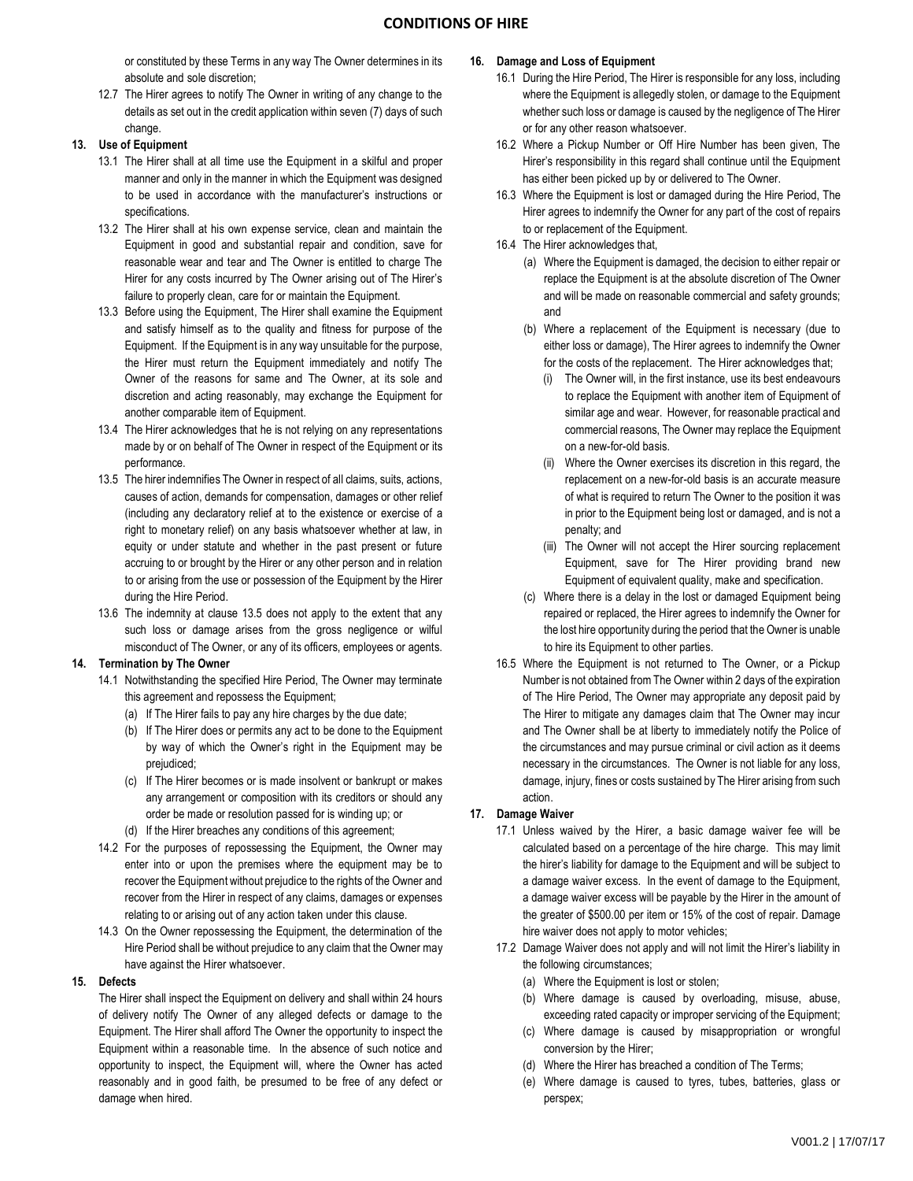or constituted by these Terms in any way The Owner determines in its absolute and sole discretion;

12.7 The Hirer agrees to notify The Owner in writing of any change to the details as set out in the credit application within seven (7) days of such change.

**13. Use of Equipment**

13.1 The Hirer shall at all time use the Equipment in a skilful and proper manner and only in the manner in which the Equipment was designed to be used in accordance with the manufacturer's instructions or specifications.

13.2 The Hirer shall at his own expense service, clean and maintain the Equipment in good and substantial repair and condition, save for reasonable wear and tear and The Owner is entitled to charge The Hirer for any costs incurred by The Owner arising out of The Hirer's failure to properly clean, care for or maintain the Equipment.

13.3 Before using the Equipment, The Hirer shall examine the Equipment and satisfy himself as to the quality and fitness for purpose of the Equipment. If the Equipment is in any way unsuitable for the purpose, the Hirer must return the Equipment immediately and notify The Owner of the reasons for same and The Owner, at its sole and discretion and acting reasonably, may exchange the Equipment for another comparable item of Equipment.

13.4 The Hirer acknowledges that he is not relying on any representations made by or on behalf of The Owner in respect of the Equipment or its performance.

13.5 The hirer indemnifies The Owner in respect of all claims, suits, actions, causes of action, demands for compensation, damages or other relief (including any declaratory relief at to the existence or exercise of a right to monetary relief) on any basis whatsoever whether at law, in equity or under statute and whether in the past present or future accruing to or brought by the Hirer or any other person and in relation to or arising from the use or possession of the Equipment by the Hirer during the Hire Period.

13.6 The indemnity at clause 13.5 does not apply to the extent that any such loss or damage arises from the gross negligence or wilful misconduct of The Owner, or any of its officers, employees or agents.

**14. Termination by The Owner**

14.1 Notwithstanding the specified Hire Period, The Owner may terminate this agreement and repossess the Equipment;

(a) If The Hirer fails to pay any hire charges by the due date;

(b) If The Hirer does or permits any act to be done to the Equipment by way of which the Owner's right in the Equipment may be prejudiced;

(c) If The Hirer becomes or is made insolvent or bankrupt or makes any arrangement or composition with its creditors or should any order be made or resolution passed for is winding up; or

(d) If the Hirer breaches any conditions of this agreement;

14.2 For the purposes of repossessing the Equipment, the Owner may enter into or upon the premises where the equipment may be to recover the Equipment without prejudice to the rights of the Owner and recover from the Hirer in respect of any claims, damages or expenses relating to or arising out of any action taken under this clause.

14.3 On the Owner repossessing the Equipment, the determination of the Hire Period shall be without prejudice to any claim that the Owner may have against the Hirer whatsoever.

**15. Defects**

The Hirer shall inspect the Equipment on delivery and shall within 24 hours of delivery notify The Owner of any alleged defects or damage to the Equipment. The Hirer shall afford The Owner the opportunity to inspect the Equipment within a reasonable time. In the absence of such notice and opportunity to inspect, the Equipment will, where the Owner has acted reasonably and in good faith, be presumed to be free of any defect or damage when hired.

**16. Damage and Loss of Equipment**

16.1 During the Hire Period, The Hirer is responsible for any loss, including where the Equipment is allegedly stolen, or damage to the Equipment whether such loss or damage is caused by the negligence of The Hirer or for any other reason whatsoever.

16.2 Where a Pickup Number or Off Hire Number has been given, The Hirer's responsibility in this regard shall continue until the Equipment has either been picked up by or delivered to The Owner.

16.3 Where the Equipment is lost or damaged during the Hire Period, The Hirer agrees to indemnify the Owner for any part of the cost of repairs to or replacement of the Equipment.

16.4 The Hirer acknowledges that,

(a) Where the Equipment is damaged, the decision to either repair or replace the Equipment is at the absolute discretion of The Owner and will be made on reasonable commercial and safety grounds; and

(b) Where a replacement of the Equipment is necessary (due to either loss or damage), The Hirer agrees to indemnify the Owner for the costs of the replacement. The Hirer acknowledges that;

(i) The Owner will, in the first instance, use its best endeavours to replace the Equipment with another item of Equipment of similar age and wear. However, for reasonable practical and commercial reasons, The Owner may replace the Equipment on a new-for-old basis.

(ii) Where the Owner exercises its discretion in this regard, the replacement on a new-for-old basis is an accurate measure of what is required to return The Owner to the position it was in prior to the Equipment being lost or damaged, and is not a penalty; and

(iii) The Owner will not accept the Hirer sourcing replacement Equipment, save for The Hirer providing brand new Equipment of equivalent quality, make and specification.

(c) Where there is a delay in the lost or damaged Equipment being repaired or replaced, the Hirer agrees to indemnify the Owner for the lost hire opportunity during the period that the Owner is unable to hire its Equipment to other parties.

16.5 Where the Equipment is not returned to The Owner, or a Pickup Number is not obtained from The Owner within 2 days of the expiration of The Hire Period, The Owner may appropriate any deposit paid by The Hirer to mitigate any damages claim that The Owner may incur and The Owner shall be at liberty to immediately notify the Police of the circumstances and may pursue criminal or civil action as it deems necessary in the circumstances. The Owner is not liable for any loss, damage, injury, fines or costs sustained by The Hirer arising from such action.

**17. Damage Waiver**

17.1 Unless waived by the Hirer, a basic damage waiver fee will be calculated based on a percentage of the hire charge. This may limit the hirer's liability for damage to the Equipment and will be subject to a damage waiver excess. In the event of damage to the Equipment, a damage waiver excess will be payable by the Hirer in the amount of the greater of $500.00 per item or 15% of the cost of repair. Damage hire waiver does not apply to motor vehicles;

17.2 Damage Waiver does not apply and will not limit the Hirer's liability in the following circumstances;

(a) Where the Equipment is lost or stolen;

(b) Where damage is caused by overloading, misuse, abuse, exceeding rated capacity or improper servicing of the Equipment;

(c) Where damage is caused by misappropriation or wrongful conversion by the Hirer;

(d) Where the Hirer has breached a condition of The Terms;

(e) Where damage is caused to tyres, tubes, batteries, glass or perspex;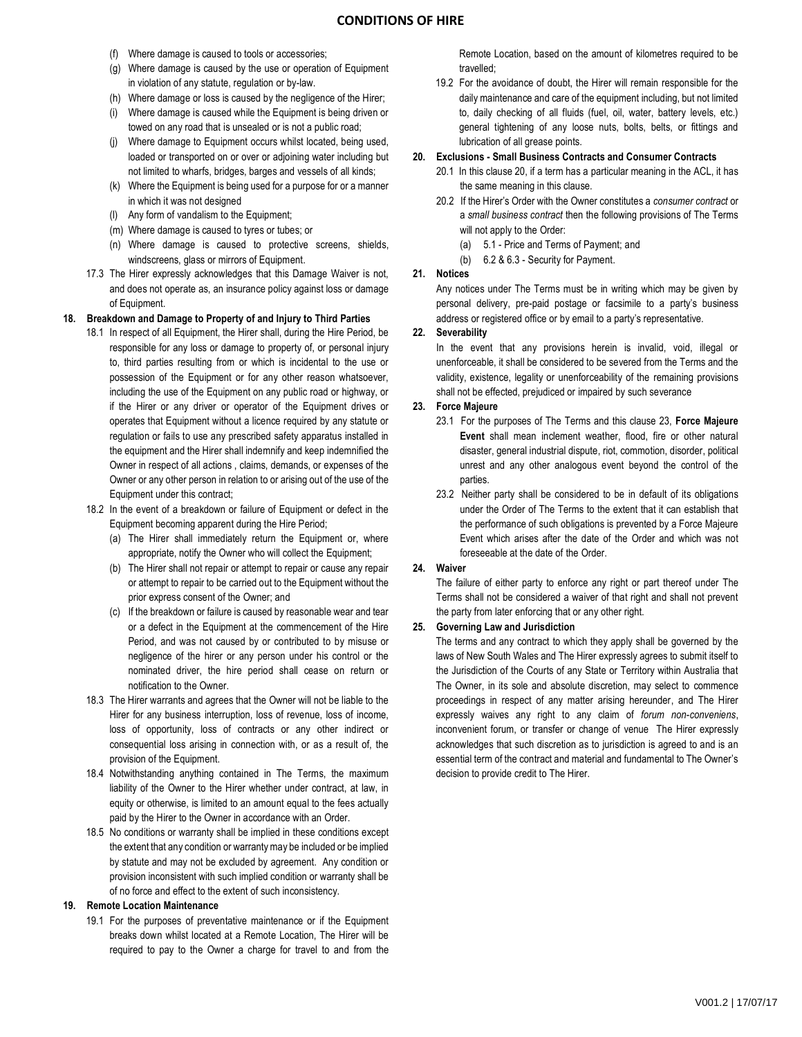(f) Where damage is caused to tools or accessories;

(g) Where damage is caused by the use or operation of Equipment in violation of any statute, regulation or by-law.

(h) Where damage or loss is caused by the negligence of the Hirer;

(i) Where damage is caused while the Equipment is being driven or towed on any road that is unsealed or is not a public road;

(j) Where damage to Equipment occurs whilst located, being used, loaded or transported on or over or adjoining water including but not limited to wharfs, bridges, barges and vessels of all kinds;

(k) Where the Equipment is being used for a purpose for or a manner in which it was not designed

(l) Any form of vandalism to the Equipment;

(m) Where damage is caused to tyres or tubes; or

(n) Where damage is caused to protective screens, shields, windscreens, glass or mirrors of Equipment.

17.3 The Hirer expressly acknowledges that this Damage Waiver is not, and does not operate as, an insurance policy against loss or damage of Equipment.

**18. Breakdown and Damage to Property of and Injury to Third Parties**

18.1 In respect of all Equipment, the Hirer shall, during the Hire Period, be responsible for any loss or damage to property of, or personal injury to, third parties resulting from or which is incidental to the use or possession of the Equipment or for any other reason whatsoever, including the use of the Equipment on any public road or highway, or if the Hirer or any driver or operator of the Equipment drives or operates that Equipment without a licence required by any statute or regulation or fails to use any prescribed safety apparatus installed in the equipment and the Hirer shall indemnify and keep indemnified the Owner in respect of all actions , claims, demands, or expenses of the Owner or any other person in relation to or arising out of the use of the Equipment under this contract;

18.2 In the event of a breakdown or failure of Equipment or defect in the Equipment becoming apparent during the Hire Period;

(a) The Hirer shall immediately return the Equipment or, where appropriate, notify the Owner who will collect the Equipment;

(b) The Hirer shall not repair or attempt to repair or cause any repair or attempt to repair to be carried out to the Equipment without the prior express consent of the Owner; and

(c) If the breakdown or failure is caused by reasonable wear and tear or a defect in the Equipment at the commencement of the Hire Period, and was not caused by or contributed to by misuse or negligence of the hirer or any person under his control or the nominated driver, the hire period shall cease on return or notification to the Owner.

18.3 The Hirer warrants and agrees that the Owner will not be liable to the Hirer for any business interruption, loss of revenue, loss of income, loss of opportunity, loss of contracts or any other indirect or consequential loss arising in connection with, or as a result of, the provision of the Equipment.

18.4 Notwithstanding anything contained in The Terms, the maximum liability of the Owner to the Hirer whether under contract, at law, in equity or otherwise, is limited to an amount equal to the fees actually paid by the Hirer to the Owner in accordance with an Order.

18.5 No conditions or warranty shall be implied in these conditions except the extent that any condition or warranty may be included or be implied by statute and may not be excluded by agreement. Any condition or provision inconsistent with such implied condition or warranty shall be of no force and effect to the extent of such inconsistency.

**19. Remote Location Maintenance**

19.1 For the purposes of preventative maintenance or if the Equipment breaks down whilst located at a Remote Location, The Hirer will be required to pay to the Owner a charge for travel to and from the Remote Location, based on the amount of kilometres required to be travelled;

19.2 For the avoidance of doubt, the Hirer will remain responsible for the daily maintenance and care of the equipment including, but not limited to, daily checking of all fluids (fuel, oil, water, battery levels, etc.) general tightening of any loose nuts, bolts, belts, or fittings and lubrication of all grease points.

**20. Exclusions - Small Business Contracts and Consumer Contracts**

20.1 In this clause 20, if a term has a particular meaning in the ACL, it has the same meaning in this clause.

20.2 If the Hirer's Order with the Owner constitutes a *consumer contract* or a *small business contract* then the following provisions of The Terms will not apply to the Order:

(a) 5.1 - Price and Terms of Payment; and

(b) 6.2 & 6.3 - Security for Payment.

**21. Notices**

Any notices under The Terms must be in writing which may be given by personal delivery, pre-paid postage or facsimile to a party's business address or registered office or by email to a party's representative.

**22. Severability**

In the event that any provisions herein is invalid, void, illegal or unenforceable, it shall be considered to be severed from the Terms and the validity, existence, legality or unenforceability of the remaining provisions shall not be effected, prejudiced or impaired by such severance

**23. Force Majeure**

23.1 For the purposes of The Terms and this clause 23, **Force Majeure Event** shall mean inclement weather, flood, fire or other natural disaster, general industrial dispute, riot, commotion, disorder, political unrest and any other analogous event beyond the control of the parties.

23.2 Neither party shall be considered to be in default of its obligations under the Order of The Terms to the extent that it can establish that the performance of such obligations is prevented by a Force Majeure Event which arises after the date of the Order and which was not foreseeable at the date of the Order.

**24. Waiver**

The failure of either party to enforce any right or part thereof under The Terms shall not be considered a waiver of that right and shall not prevent the party from later enforcing that or any other right.

**25. Governing Law and Jurisdiction**

The terms and any contract to which they apply shall be governed by the laws of New South Wales and The Hirer expressly agrees to submit itself to the Jurisdiction of the Courts of any State or Territory within Australia that The Owner, in its sole and absolute discretion, may select to commence proceedings in respect of any matter arising hereunder, and The Hirer expressly waives any right to any claim of *forum non-conveniens*, inconvenient forum, or transfer or change of venue The Hirer expressly acknowledges that such discretion as to jurisdiction is agreed to and is an essential term of the contract and material and fundamental to The Owner's decision to provide credit to The Hirer.